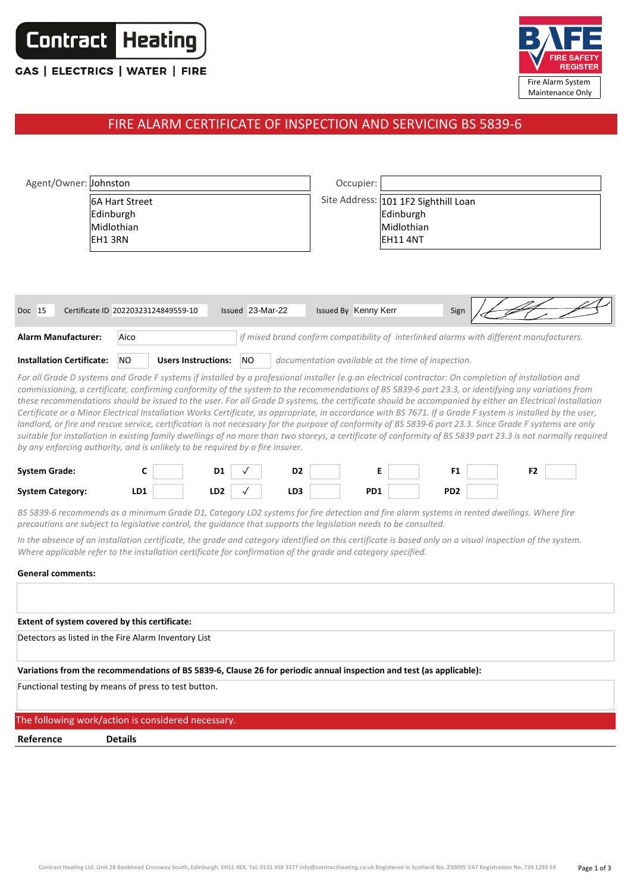Contract Heating

GAS | ELECTRICS | WATER | FIRE

BAFE FIRE SAFETY REGISTER
Fire Alarm System Maintenance Only

# FIRE ALARM CERTIFICATE OF INSPECTION AND SERVICING BS 5839-6

| | | | |
|---|---|---|---|
| Agent/Owner: | Johnston | Occupier: | |
| | 6A Hart Street<br>Edinburgh<br>Midlothian<br>EH1 3RN | Site Address: | 101 1F2 Sighthill Loan<br>Edinburgh<br>Midlothian<br>EH11 4NT |

Doc 15 Certificate ID 20220323124849559-10 Issued 23-Mar-22 Issued By Kenny Kerr Sign

**Alarm Manufacturer:** Aico *if mixed brand confirm compatibility of interlinked alarms with different manufacturers.*

**Installation Certificate:** NO **Users Instructions:** NO *documentation available at the time of inspection.*

*For all Grade D systems and Grade F systems if installed by a professional installer (e.g.an electrical contractor: On completion of installation and commissioning, a certificate, confirming conformity of the system to the recommendations of BS 5839-6 part 23.3, or identifying any variations from these recommendations should be issued to the user. For all Grade D systems, the certificate should be accompanied by either an Electrical Installation Certificate or a Minor Electrical Installation Works Certificate, as appropriate, in accordance with BS 7671. If a Grade F system is installed by the user, landlord, or fire and rescue service, certification is not necessary for the purpose of conformity of BS 5839-6 part 23.3. Since Grade F systems are only suitable for installation in existing family dwellings of no more than two storeys, a certificate of conformity of BS 5839 part 23.3 is not normally required by any enforcing authority, and is unlikely to be required by a fire insurer.*

| | | | | | | |
|---|---|---|---|---|---|---|
| **System Grade:** | **C** | **D1** ✓ | **D2** | **E** | **F1** | **F2** |
| **System Category:** | **LD1** | **LD2** ✓ | **LD3** | **PD1** | **PD2** | |

*BS 5839-6 recommends as a minimum Grade D1, Category LD2 systems for fire detection and fire alarm systems in rented dwellings. Where fire precautions are subject to legislative control, the guidance that supports the legislation needs to be consulted.*

*In the absence of an installation certificate, the grade and category identified on this certificate is based only on a visual inspection of the system. Where applicable refer to the installation certificate for confirmation of the grade and category specified.*

**General comments:**

**Extent of system covered by this certificate:**

Detectors as listed in the Fire Alarm Inventory List

**Variations from the recommendations of BS 5839-6, Clause 26 for periodic annual inspection and test (as applicable):**

Functional testing by means of press to test button.

## The following work/action is considered necessary.

| Reference | Details |
|---|---|

Contract Heating Ltd. Unit 2B Bankhead Crossway South, Edinburgh, EH11 4EX. Tel: 0131 458 3377 info@contractheating.co.uk Registered in Scotland No. 230095 VAT Registration No. 724 1293 54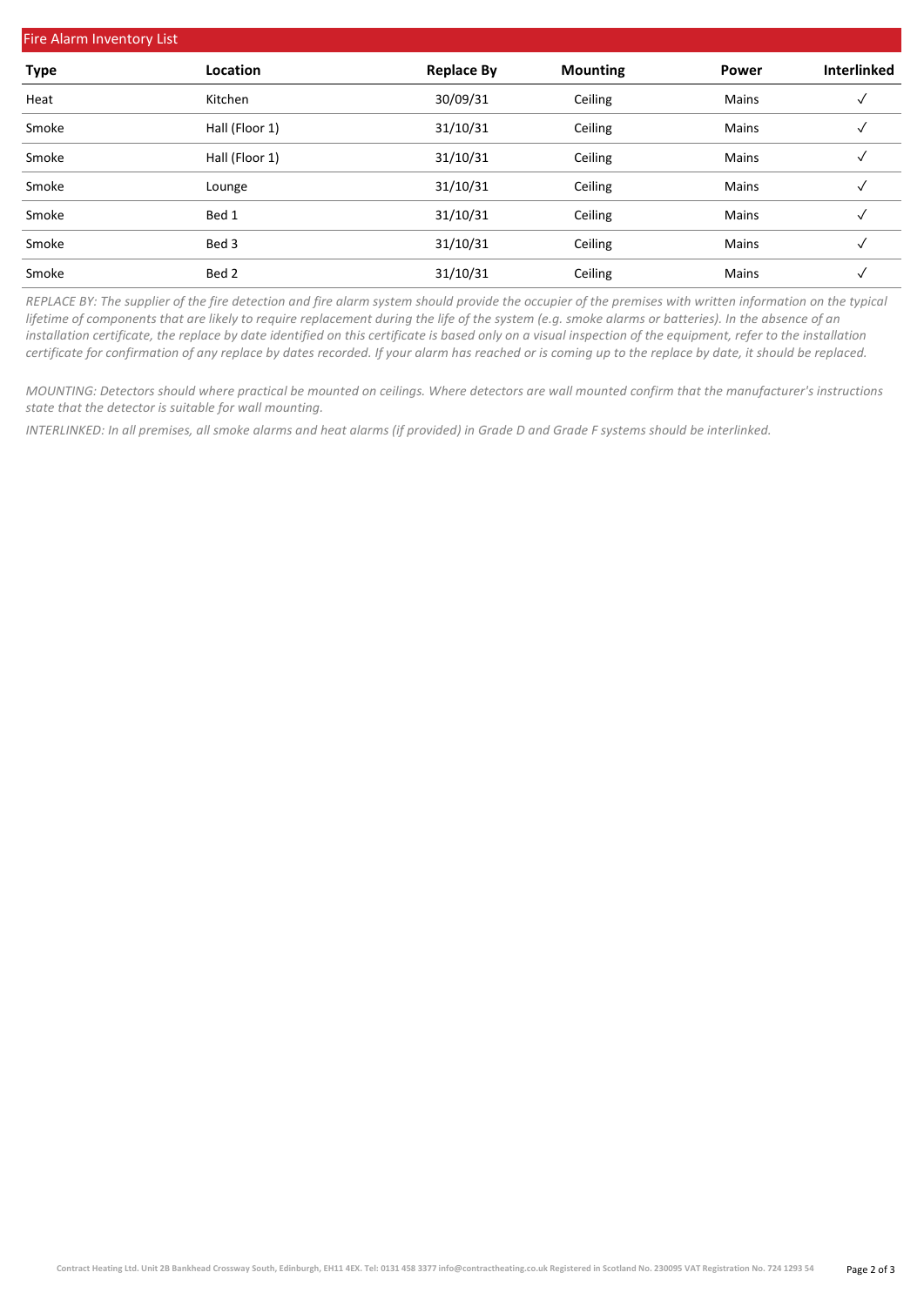## Fire Alarm Inventory List

| Type | Location | Replace By | Mounting | Power | Interlinked |
|---|---|---|---|---|---|
| Heat | Kitchen | 30/09/31 | Ceiling | Mains | ✓ |
| Smoke | Hall (Floor 1) | 31/10/31 | Ceiling | Mains | ✓ |
| Smoke | Hall (Floor 1) | 31/10/31 | Ceiling | Mains | ✓ |
| Smoke | Lounge | 31/10/31 | Ceiling | Mains | ✓ |
| Smoke | Bed 1 | 31/10/31 | Ceiling | Mains | ✓ |
| Smoke | Bed 3 | 31/10/31 | Ceiling | Mains | ✓ |
| Smoke | Bed 2 | 31/10/31 | Ceiling | Mains | ✓ |

*REPLACE BY: The supplier of the fire detection and fire alarm system should provide the occupier of the premises with written information on the typical lifetime of components that are likely to require replacement during the life of the system (e.g. smoke alarms or batteries). In the absence of an installation certificate, the replace by date identified on this certificate is based only on a visual inspection of the equipment, refer to the installation certificate for confirmation of any replace by dates recorded. If your alarm has reached or is coming up to the replace by date, it should be replaced.*

*MOUNTING: Detectors should where practical be mounted on ceilings. Where detectors are wall mounted confirm that the manufacturer's instructions state that the detector is suitable for wall mounting.*

*INTERLINKED: In all premises, all smoke alarms and heat alarms (if provided) in Grade D and Grade F systems should be interlinked.*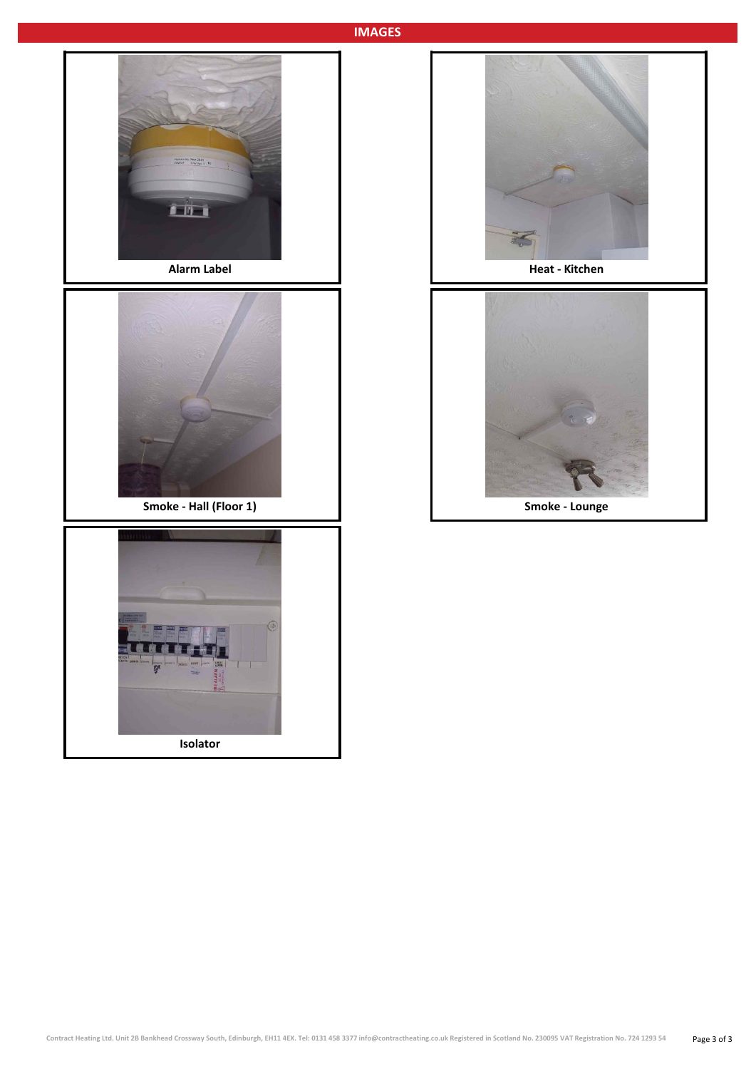## IMAGES

Alarm Label

Heat - Kitchen

Smoke - Hall (Floor 1)

Smoke - Lounge

Isolator